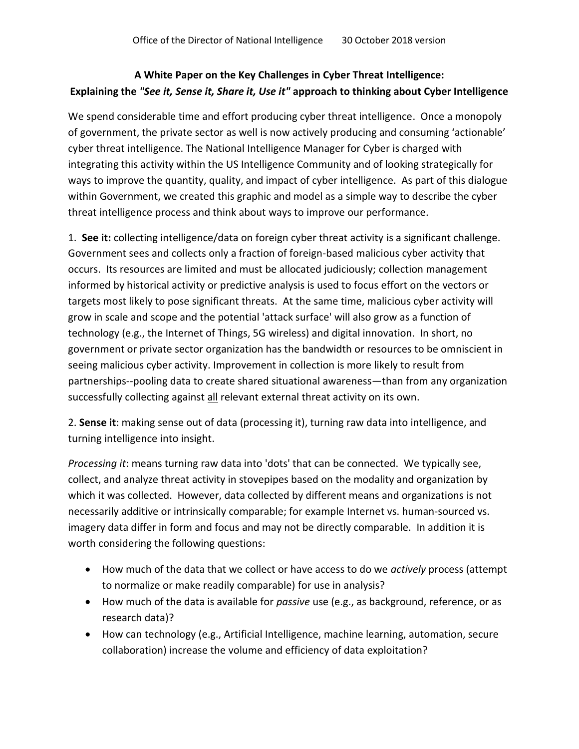Office of the Director of National Intelligence 30 October 2018 version

# A White Paper on the Key Challenges in Cyber Threat Intelligence: Explaining the *"See it, Sense it, Share it, Use it"* approach to thinking about Cyber Intelligence

We spend considerable time and effort producing cyber threat intelligence. Once a monopoly of government, the private sector as well is now actively producing and consuming 'actionable' cyber threat intelligence. The National Intelligence Manager for Cyber is charged with integrating this activity within the US Intelligence Community and of looking strategically for ways to improve the quantity, quality, and impact of cyber intelligence. As part of this dialogue within Government, we created this graphic and model as a simple way to describe the cyber threat intelligence process and think about ways to improve our performance.

1. **See it:** collecting intelligence/data on foreign cyber threat activity is a significant challenge. Government sees and collects only a fraction of foreign-based malicious cyber activity that occurs. Its resources are limited and must be allocated judiciously; collection management informed by historical activity or predictive analysis is used to focus effort on the vectors or targets most likely to pose significant threats. At the same time, malicious cyber activity will grow in scale and scope and the potential 'attack surface' will also grow as a function of technology (e.g., the Internet of Things, 5G wireless) and digital innovation. In short, no government or private sector organization has the bandwidth or resources to be omniscient in seeing malicious cyber activity. Improvement in collection is more likely to result from partnerships--pooling data to create shared situational awareness—than from any organization successfully collecting against <u>all</u> relevant external threat activity on its own.

2. **Sense it**: making sense out of data (processing it), turning raw data into intelligence, and turning intelligence into insight.

*Processing it*: means turning raw data into 'dots' that can be connected. We typically see, collect, and analyze threat activity in stovepipes based on the modality and organization by which it was collected. However, data collected by different means and organizations is not necessarily additive or intrinsically comparable; for example Internet vs. human-sourced vs. imagery data differ in form and focus and may not be directly comparable. In addition it is worth considering the following questions:

- How much of the data that we collect or have access to do we *actively* process (attempt to normalize or make readily comparable) for use in analysis?
- How much of the data is available for *passive* use (e.g., as background, reference, or as research data)?
- How can technology (e.g., Artificial Intelligence, machine learning, automation, secure collaboration) increase the volume and efficiency of data exploitation?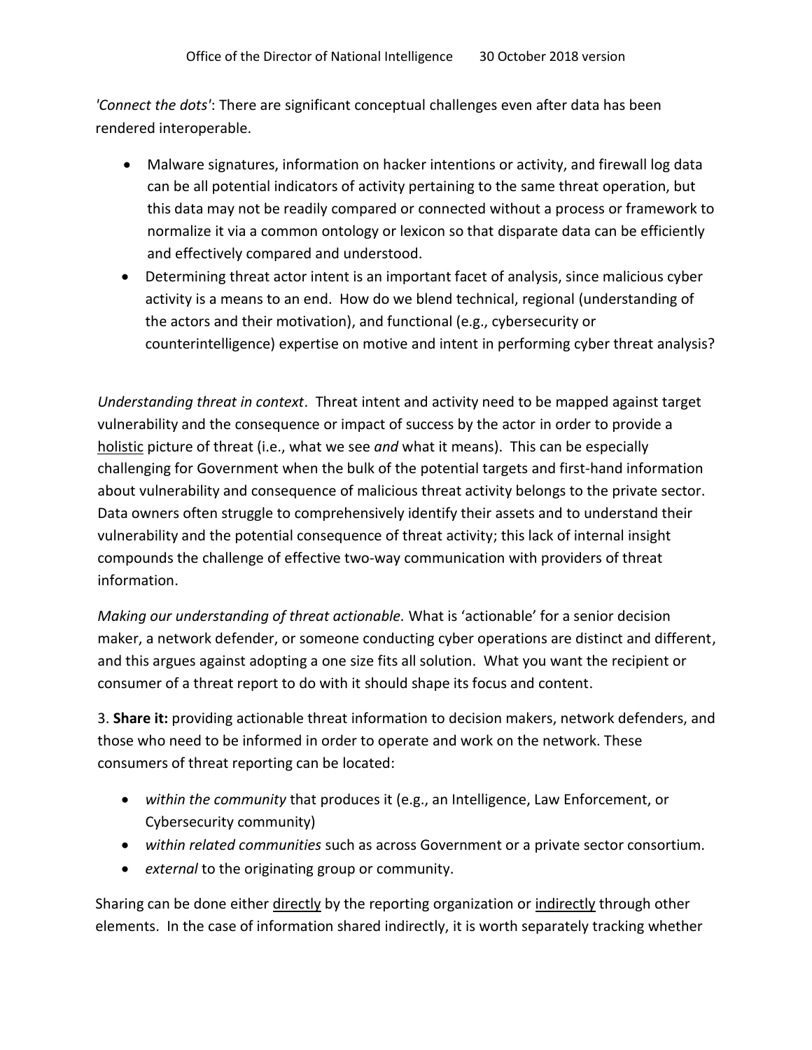*'Connect the dots'*: There are significant conceptual challenges even after data has been rendered interoperable.

- Malware signatures, information on hacker intentions or activity, and firewall log data can be all potential indicators of activity pertaining to the same threat operation, but this data may not be readily compared or connected without a process or framework to normalize it via a common ontology or lexicon so that disparate data can be efficiently and effectively compared and understood.
- Determining threat actor intent is an important facet of analysis, since malicious cyber activity is a means to an end. How do we blend technical, regional (understanding of the actors and their motivation), and functional (e.g., cybersecurity or counterintelligence) expertise on motive and intent in performing cyber threat analysis?

*Understanding threat in context*. Threat intent and activity need to be mapped against target vulnerability and the consequence or impact of success by the actor in order to provide a <u>holistic</u> picture of threat (i.e., what we see *and* what it means). This can be especially challenging for Government when the bulk of the potential targets and first-hand information about vulnerability and consequence of malicious threat activity belongs to the private sector. Data owners often struggle to comprehensively identify their assets and to understand their vulnerability and the potential consequence of threat activity; this lack of internal insight compounds the challenge of effective two-way communication with providers of threat information.

*Making our understanding of threat actionable.* What is 'actionable' for a senior decision maker, a network defender, or someone conducting cyber operations are distinct and different, and this argues against adopting a one size fits all solution. What you want the recipient or consumer of a threat report to do with it should shape its focus and content.

3. **Share it:** providing actionable threat information to decision makers, network defenders, and those who need to be informed in order to operate and work on the network. These consumers of threat reporting can be located:

- *within the community* that produces it (e.g., an Intelligence, Law Enforcement, or Cybersecurity community)
- *within related communities* such as across Government or a private sector consortium.
- *external* to the originating group or community.

Sharing can be done either <u>directly</u> by the reporting organization or <u>indirectly</u> through other elements. In the case of information shared indirectly, it is worth separately tracking whether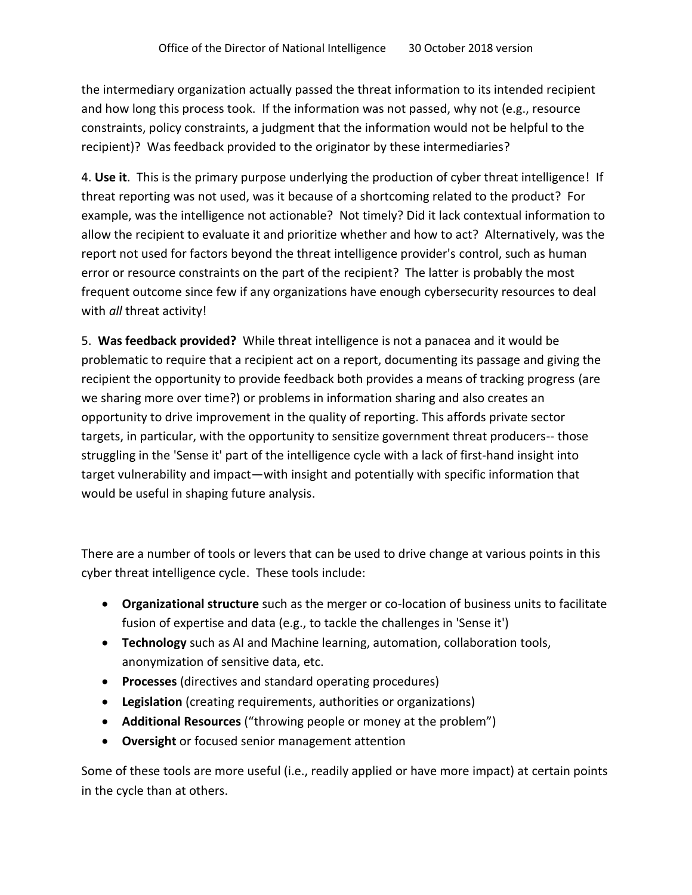the intermediary organization actually passed the threat information to its intended recipient and how long this process took. If the information was not passed, why not (e.g., resource constraints, policy constraints, a judgment that the information would not be helpful to the recipient)? Was feedback provided to the originator by these intermediaries?

4. **Use it**. This is the primary purpose underlying the production of cyber threat intelligence! If threat reporting was not used, was it because of a shortcoming related to the product? For example, was the intelligence not actionable? Not timely? Did it lack contextual information to allow the recipient to evaluate it and prioritize whether and how to act? Alternatively, was the report not used for factors beyond the threat intelligence provider's control, such as human error or resource constraints on the part of the recipient? The latter is probably the most frequent outcome since few if any organizations have enough cybersecurity resources to deal with *all* threat activity!

5. **Was feedback provided?** While threat intelligence is not a panacea and it would be problematic to require that a recipient act on a report, documenting its passage and giving the recipient the opportunity to provide feedback both provides a means of tracking progress (are we sharing more over time?) or problems in information sharing and also creates an opportunity to drive improvement in the quality of reporting. This affords private sector targets, in particular, with the opportunity to sensitize government threat producers-- those struggling in the 'Sense it' part of the intelligence cycle with a lack of first-hand insight into target vulnerability and impact—with insight and potentially with specific information that would be useful in shaping future analysis.

There are a number of tools or levers that can be used to drive change at various points in this cyber threat intelligence cycle. These tools include:

- **Organizational structure** such as the merger or co-location of business units to facilitate fusion of expertise and data (e.g., to tackle the challenges in 'Sense it')
- **Technology** such as AI and Machine learning, automation, collaboration tools, anonymization of sensitive data, etc.
- **Processes** (directives and standard operating procedures)
- **Legislation** (creating requirements, authorities or organizations)
- **Additional Resources** ("throwing people or money at the problem")
- **Oversight** or focused senior management attention

Some of these tools are more useful (i.e., readily applied or have more impact) at certain points in the cycle than at others.